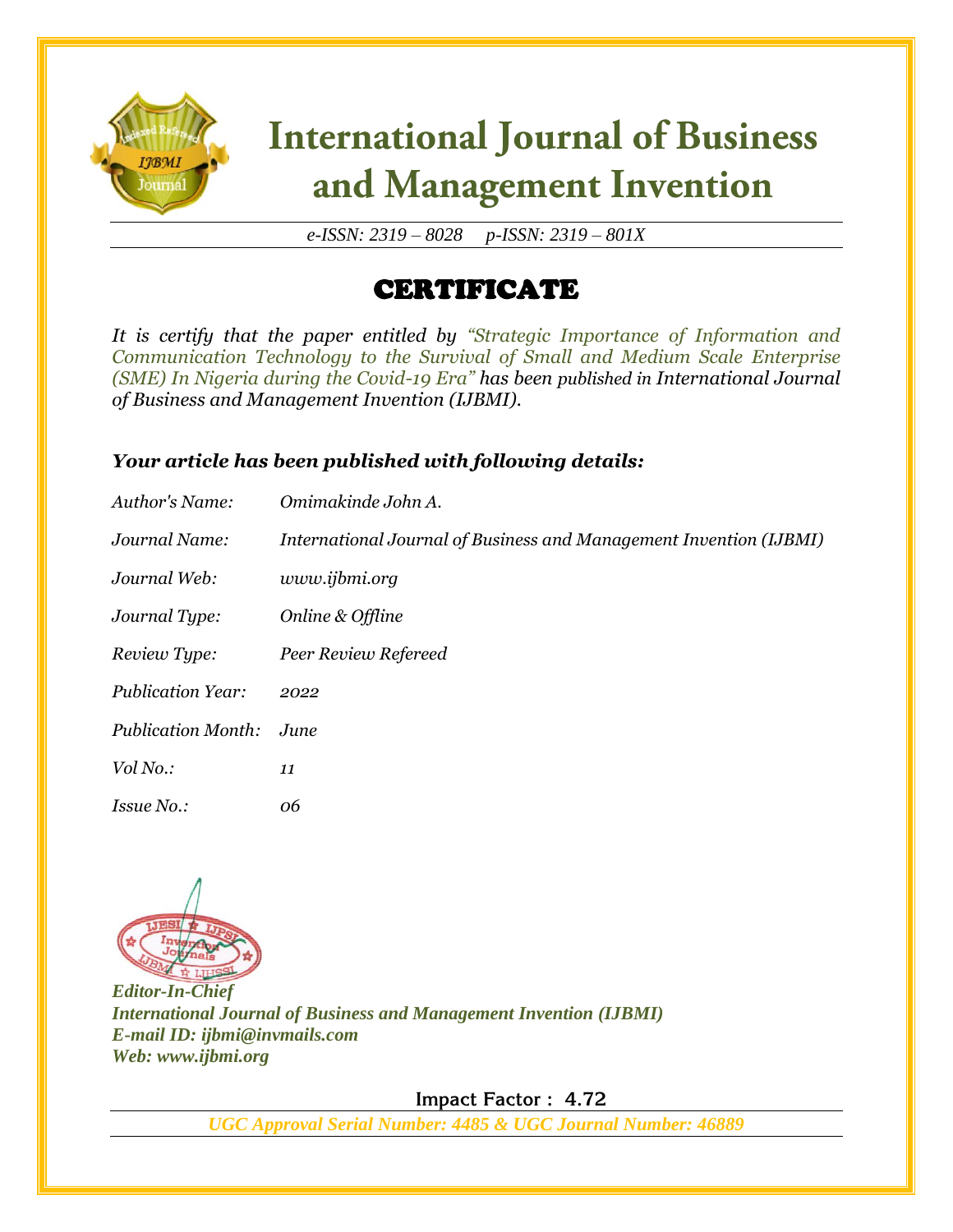# International Journal of Business and Management Invention

*e-ISSN: 2319 – 8028 p-ISSN: 2319 – 801X*

## CERTIFICATE

*It is certify that the paper entitled by "Strategic Importance of Information and Communication Technology to the Survival of Small and Medium Scale Enterprise (SME) In Nigeria during the Covid-19 Era" has been published in International Journal of Business and Management Invention (IJBMI).*

***Your article has been published with following details:***

| | |
|---|---|
| *Author's Name:* | *Omimakinde John A.* |
| *Journal Name:* | *International Journal of Business and Management Invention (IJBMI)* |
| *Journal Web:* | *www.ijbmi.org* |
| *Journal Type:* | *Online & Offline* |
| *Review Type:* | *Peer Review Refereed* |
| *Publication Year:* | *2022* |
| *Publication Month:* | *June* |
| *Vol No.:* | *11* |
| *Issue No.:* | *06* |

***Editor-In-Chief***
***International Journal of Business and Management Invention (IJBMI)***
***E-mail ID: ijbmi@invmails.com***
***Web: www.ijbmi.org***

Impact Factor : 4.72

***UGC Approval Serial Number: 4485 & UGC Journal Number: 46889***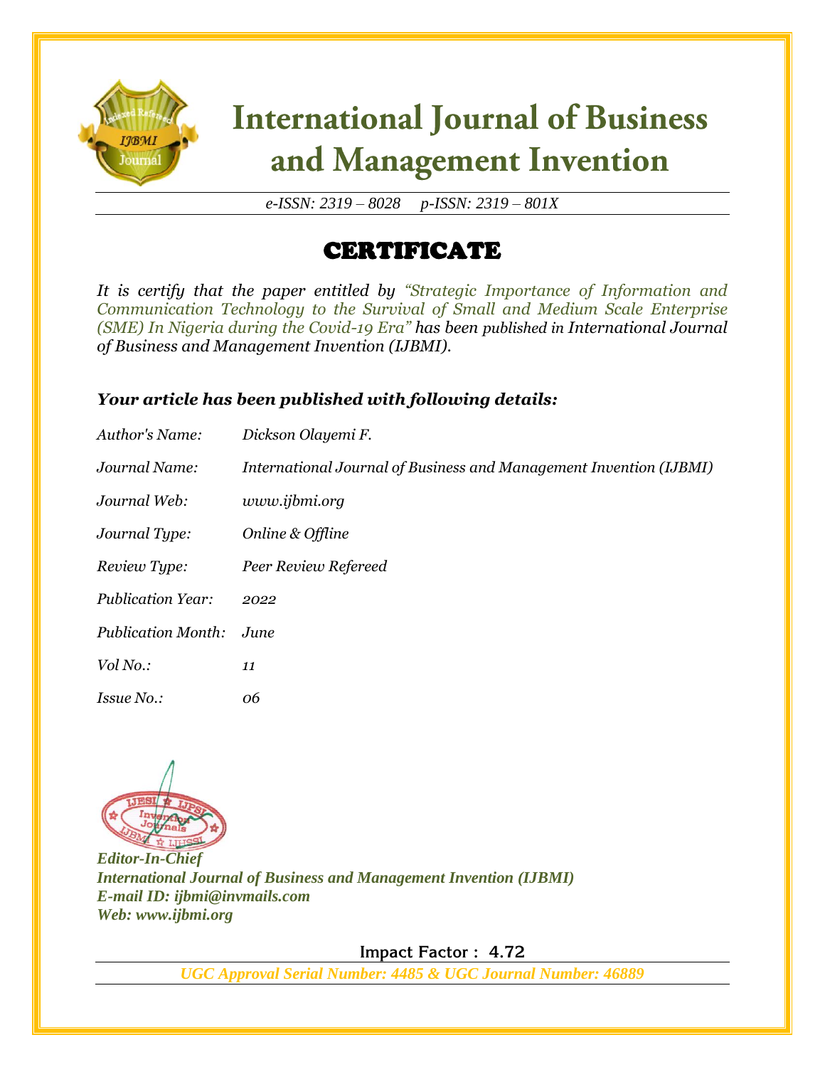# International Journal of Business and Management Invention

*e-ISSN: 2319 – 8028 p-ISSN: 2319 – 801X*

## CERTIFICATE

*It is certify that the paper entitled by "Strategic Importance of Information and Communication Technology to the Survival of Small and Medium Scale Enterprise (SME) In Nigeria during the Covid-19 Era" has been published in International Journal of Business and Management Invention (IJBMI).*

***Your article has been published with following details:***

| | |
|---|---|
| *Author's Name:* | *Dickson Olayemi F.* |
| *Journal Name:* | *International Journal of Business and Management Invention (IJBMI)* |
| *Journal Web:* | *www.ijbmi.org* |
| *Journal Type:* | *Online & Offline* |
| *Review Type:* | *Peer Review Refereed* |
| *Publication Year:* | *2022* |
| *Publication Month:* | *June* |
| *Vol No.:* | *11* |
| *Issue No.:* | *06* |

***Editor-In-Chief***
***International Journal of Business and Management Invention (IJBMI)***
***E-mail ID: ijbmi@invmails.com***
***Web: www.ijbmi.org***

**Impact Factor : 4.72**

***UGC Approval Serial Number: 4485 & UGC Journal Number: 46889***